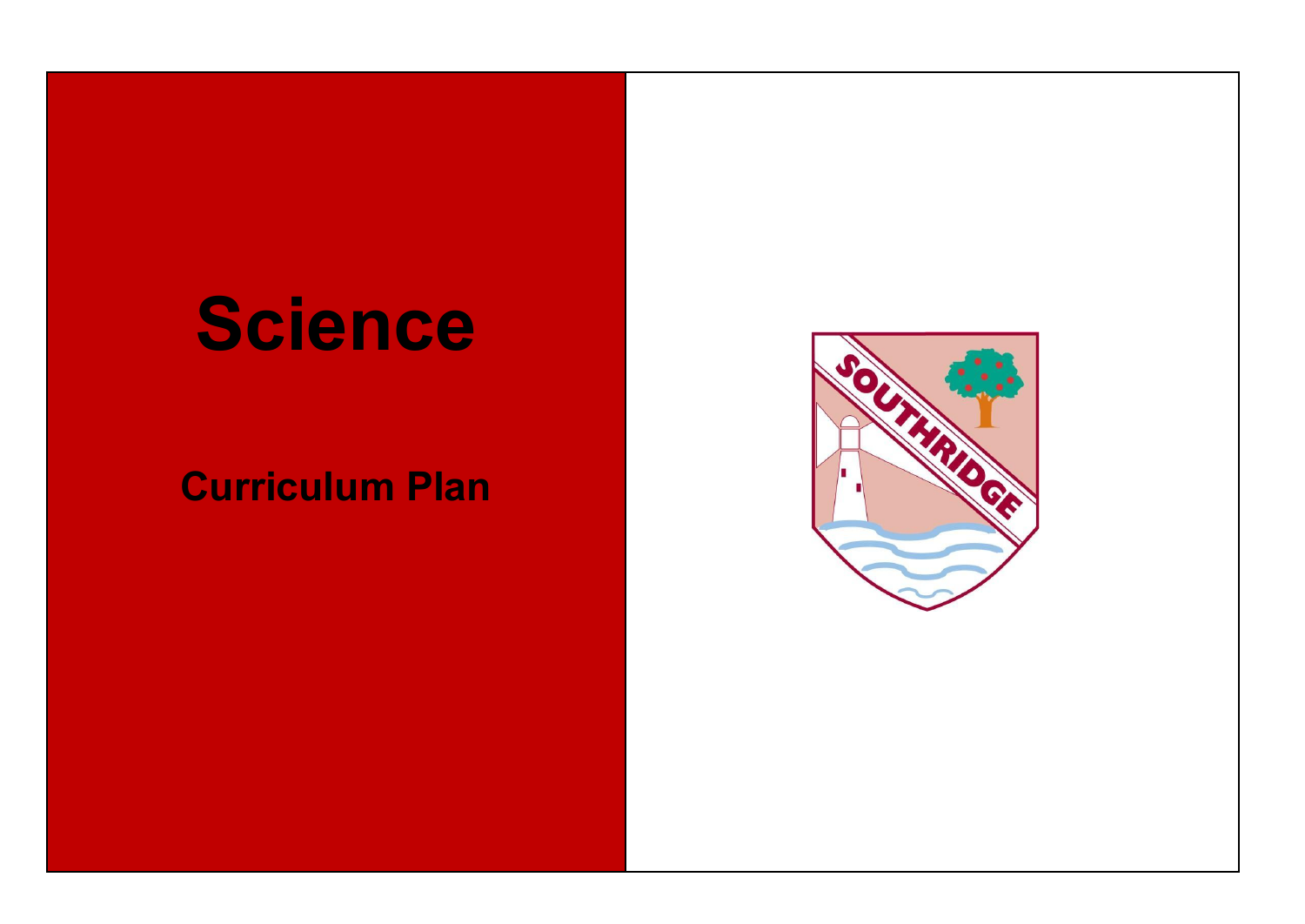# Science

## Curriculum Plan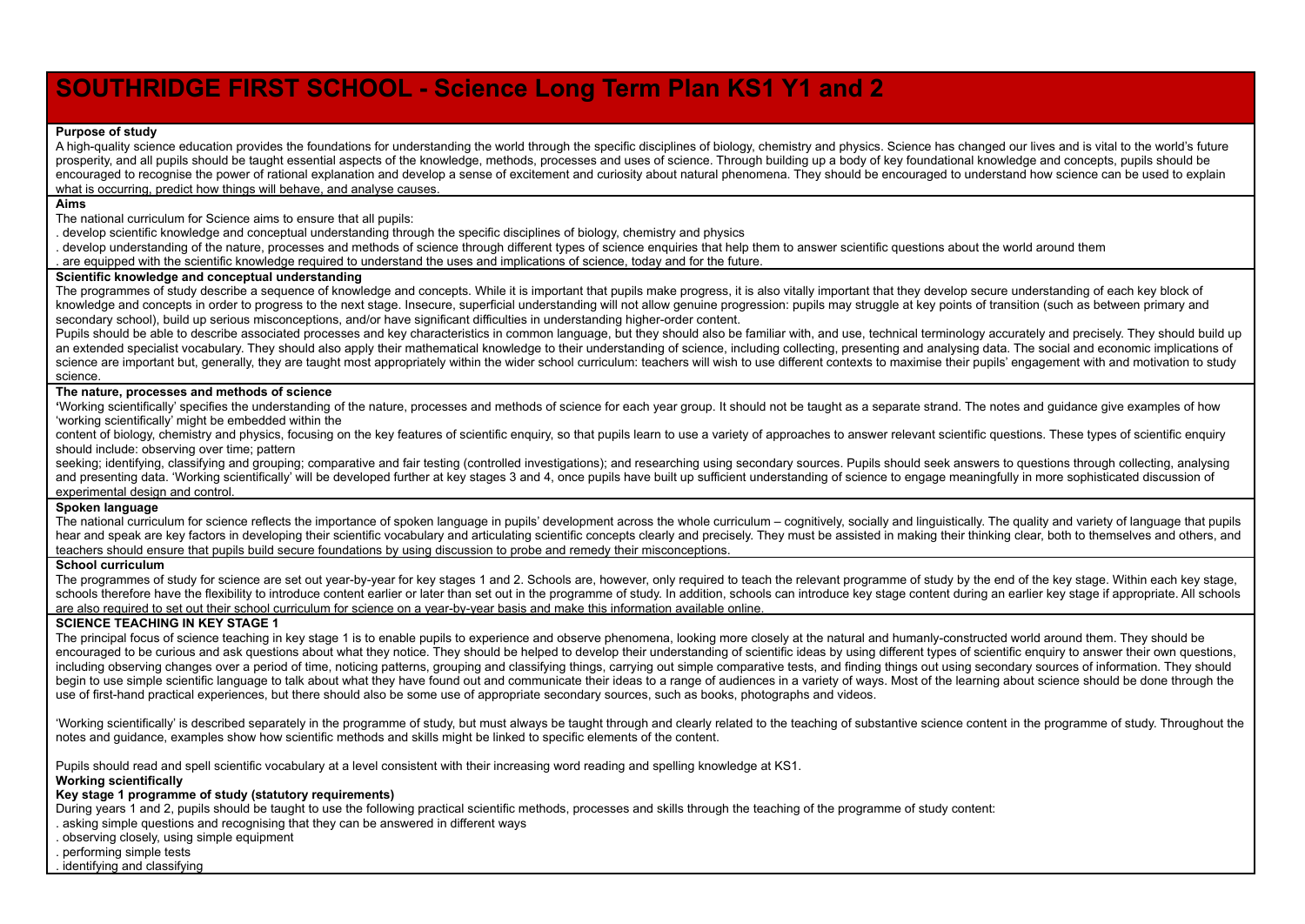# SOUTHRIDGE FIRST SCHOOL - Science Long Term Plan KS1 Y1 and 2

**Purpose of study**

A high-quality science education provides the foundations for understanding the world through the specific disciplines of biology, chemistry and physics. Science has changed our lives and is vital to the world's future prosperity, and all pupils should be taught essential aspects of the knowledge, methods, processes and uses of science. Through building up a body of key foundational knowledge and concepts, pupils should be encouraged to recognise the power of rational explanation and develop a sense of excitement and curiosity about natural phenomena. They should be encouraged to understand how science can be used to explain what is occurring, predict how things will behave, and analyse causes.

**Aims**

The national curriculum for Science aims to ensure that all pupils:

. develop scientific knowledge and conceptual understanding through the specific disciplines of biology, chemistry and physics

. develop understanding of the nature, processes and methods of science through different types of science enquiries that help them to answer scientific questions about the world around them

. are equipped with the scientific knowledge required to understand the uses and implications of science, today and for the future.

**Scientific knowledge and conceptual understanding**

The programmes of study describe a sequence of knowledge and concepts. While it is important that pupils make progress, it is also vitally important that they develop secure understanding of each key block of knowledge and concepts in order to progress to the next stage. Insecure, superficial understanding will not allow genuine progression: pupils may struggle at key points of transition (such as between primary and secondary school), build up serious misconceptions, and/or have significant difficulties in understanding higher-order content.

Pupils should be able to describe associated processes and key characteristics in common language, but they should also be familiar with, and use, technical terminology accurately and precisely. They should build up an extended specialist vocabulary. They should also apply their mathematical knowledge to their understanding of science, including collecting, presenting and analysing data. The social and economic implications of science are important but, generally, they are taught most appropriately within the wider school curriculum: teachers will wish to use different contexts to maximise their pupils' engagement with and motivation to study science.

**The nature, processes and methods of science**

'Working scientifically' specifies the understanding of the nature, processes and methods of science for each year group. It should not be taught as a separate strand. The notes and guidance give examples of how 'working scientifically' might be embedded within the content of biology, chemistry and physics, focusing on the key features of scientific enquiry, so that pupils learn to use a variety of approaches to answer relevant scientific questions. These types of scientific enquiry should include: observing over time; pattern seeking; identifying, classifying and grouping; comparative and fair testing (controlled investigations); and researching using secondary sources. Pupils should seek answers to questions through collecting, analysing and presenting data. 'Working scientifically' will be developed further at key stages 3 and 4, once pupils have built up sufficient understanding of science to engage meaningfully in more sophisticated discussion of experimental design and control.

**Spoken language**

The national curriculum for science reflects the importance of spoken language in pupils' development across the whole curriculum – cognitively, socially and linguistically. The quality and variety of language that pupils hear and speak are key factors in developing their scientific vocabulary and articulating scientific concepts clearly and precisely. They must be assisted in making their thinking clear, both to themselves and others, and teachers should ensure that pupils build secure foundations by using discussion to probe and remedy their misconceptions.

**School curriculum**

The programmes of study for science are set out year-by-year for key stages 1 and 2. Schools are, however, only required to teach the relevant programme of study by the end of the key stage. Within each key stage, schools therefore have the flexibility to introduce content earlier or later than set out in the programme of study. In addition, schools can introduce key stage content during an earlier key stage if appropriate. All schools are also required to set out their school curriculum for science on a year-by-year basis and make this information available online.

**SCIENCE TEACHING IN KEY STAGE 1**

The principal focus of science teaching in key stage 1 is to enable pupils to experience and observe phenomena, looking more closely at the natural and humanly-constructed world around them. They should be encouraged to be curious and ask questions about what they notice. They should be helped to develop their understanding of scientific ideas by using different types of scientific enquiry to answer their own questions, including observing changes over a period of time, noticing patterns, grouping and classifying things, carrying out simple comparative tests, and finding things out using secondary sources of information. They should begin to use simple scientific language to talk about what they have found out and communicate their ideas to a range of audiences in a variety of ways. Most of the learning about science should be done through the use of first-hand practical experiences, but there should also be some use of appropriate secondary sources, such as books, photographs and videos.

'Working scientifically' is described separately in the programme of study, but must always be taught through and clearly related to the teaching of substantive science content in the programme of study. Throughout the notes and guidance, examples show how scientific methods and skills might be linked to specific elements of the content.

Pupils should read and spell scientific vocabulary at a level consistent with their increasing word reading and spelling knowledge at KS1.

**Working scientifically**

**Key stage 1 programme of study (statutory requirements)**

During years 1 and 2, pupils should be taught to use the following practical scientific methods, processes and skills through the teaching of the programme of study content:

. asking simple questions and recognising that they can be answered in different ways

. observing closely, using simple equipment

. performing simple tests

. identifying and classifying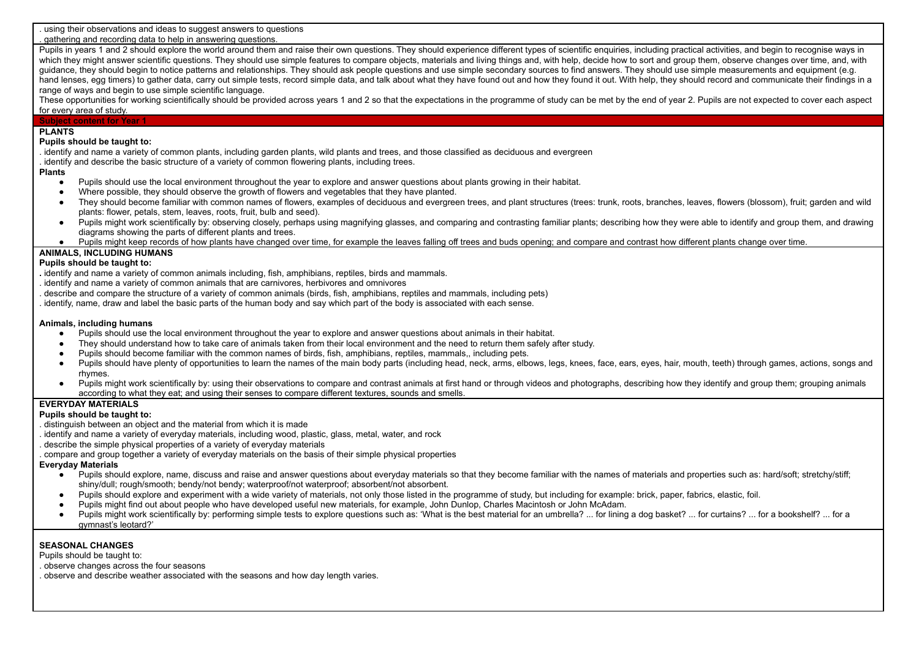. using their observations and ideas to suggest answers to questions
. gathering and recording data to help in answering questions.

Pupils in years 1 and 2 should explore the world around them and raise their own questions. They should experience different types of scientific enquiries, including practical activities, and begin to recognise ways in which they might answer scientific questions. They should use simple features to compare objects, materials and living things and, with help, decide how to sort and group them, observe changes over time, and, with guidance, they should begin to notice patterns and relationships. They should ask people questions and use simple secondary sources to find answers. They should use simple measurements and equipment (e.g. hand lenses, egg timers) to gather data, carry out simple tests, record simple data, and talk about what they have found out and how they found it out. With help, they should record and communicate their findings in a range of ways and begin to use simple scientific language.

These opportunities for working scientifically should be provided across years 1 and 2 so that the expectations in the programme of study can be met by the end of year 2. Pupils are not expected to cover each aspect for every area of study.

## Subject content for Year 1

### PLANTS

**Pupils should be taught to:**

. identify and name a variety of common plants, including garden plants, wild plants and trees, and those classified as deciduous and evergreen
. identify and describe the basic structure of a variety of common flowering plants, including trees.

**Plants**

- Pupils should use the local environment throughout the year to explore and answer questions about plants growing in their habitat.
- Where possible, they should observe the growth of flowers and vegetables that they have planted.
- They should become familiar with common names of flowers, examples of deciduous and evergreen trees, and plant structures (trees: trunk, roots, branches, leaves, flowers (blossom), fruit; garden and wild plants: flower, petals, stem, leaves, roots, fruit, bulb and seed).
- Pupils might work scientifically by: observing closely, perhaps using magnifying glasses, and comparing and contrasting familiar plants; describing how they were able to identify and group them, and drawing diagrams showing the parts of different plants and trees.
- Pupils might keep records of how plants have changed over time, for example the leaves falling off trees and buds opening; and compare and contrast how different plants change over time.

### ANIMALS, INCLUDING HUMANS

**Pupils should be taught to:**

. identify and name a variety of common animals including, fish, amphibians, reptiles, birds and mammals.
. identify and name a variety of common animals that are carnivores, herbivores and omnivores
. describe and compare the structure of a variety of common animals (birds, fish, amphibians, reptiles and mammals, including pets)
. identify, name, draw and label the basic parts of the human body and say which part of the body is associated with each sense.

**Animals, including humans**

- Pupils should use the local environment throughout the year to explore and answer questions about animals in their habitat.
- They should understand how to take care of animals taken from their local environment and the need to return them safely after study.
- Pupils should become familiar with the common names of birds, fish, amphibians, reptiles, mammals,, including pets.
- Pupils should have plenty of opportunities to learn the names of the main body parts (including head, neck, arms, elbows, legs, knees, face, ears, eyes, hair, mouth, teeth) through games, actions, songs and rhymes.
- Pupils might work scientifically by: using their observations to compare and contrast animals at first hand or through videos and photographs, describing how they identify and group them; grouping animals according to what they eat; and using their senses to compare different textures, sounds and smells.

### EVERYDAY MATERIALS

**Pupils should be taught to:**

. distinguish between an object and the material from which it is made
. identify and name a variety of everyday materials, including wood, plastic, glass, metal, water, and rock
. describe the simple physical properties of a variety of everyday materials
. compare and group together a variety of everyday materials on the basis of their simple physical properties

**Everyday Materials**

- Pupils should explore, name, discuss and raise and answer questions about everyday materials so that they become familiar with the names of materials and properties such as: hard/soft; stretchy/stiff; shiny/dull; rough/smooth; bendy/not bendy; waterproof/not waterproof; absorbent/not absorbent.
- Pupils should explore and experiment with a wide variety of materials, not only those listed in the programme of study, but including for example: brick, paper, fabrics, elastic, foil.
- Pupils might find out about people who have developed useful new materials, for example, John Dunlop, Charles Macintosh or John McAdam.
- Pupils might work scientifically by: performing simple tests to explore questions such as: 'What is the best material for an umbrella? ... for lining a dog basket? ... for curtains? ... for a bookshelf? ... for a gymnast's leotard?'

### SEASONAL CHANGES

Pupils should be taught to:

. observe changes across the four seasons
. observe and describe weather associated with the seasons and how day length varies.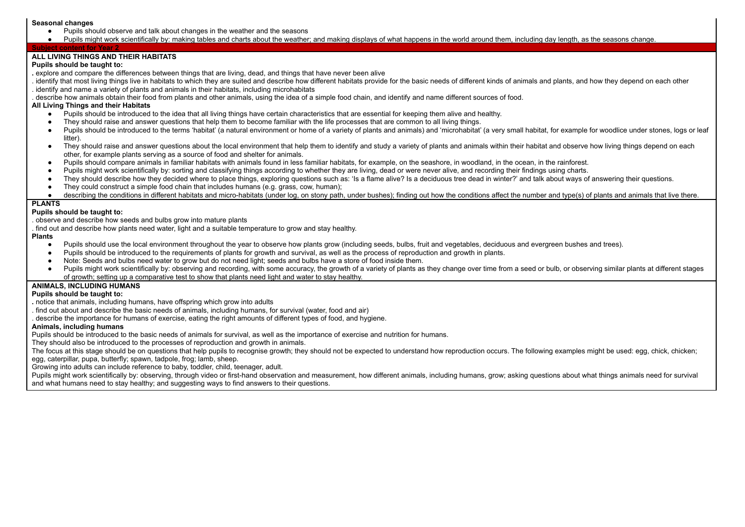**Seasonal changes**

- Pupils should observe and talk about changes in the weather and the seasons
- Pupils might work scientifically by: making tables and charts about the weather; and making displays of what happens in the world around them, including day length, as the seasons change.

## Subject content for Year 2

### ALL LIVING THINGS AND THEIR HABITATS

**Pupils should be taught to:**

. explore and compare the differences between things that are living, dead, and things that have never been alive

. identify that most living things live in habitats to which they are suited and describe how different habitats provide for the basic needs of different kinds of animals and plants, and how they depend on each other

. identify and name a variety of plants and animals in their habitats, including microhabitats

. describe how animals obtain their food from plants and other animals, using the idea of a simple food chain, and identify and name different sources of food.

**All Living Things and their Habitats**

- Pupils should be introduced to the idea that all living things have certain characteristics that are essential for keeping them alive and healthy.
- They should raise and answer questions that help them to become familiar with the life processes that are common to all living things.
- Pupils should be introduced to the terms 'habitat' (a natural environment or home of a variety of plants and animals) and 'microhabitat' (a very small habitat, for example for woodlice under stones, logs or leaf litter).
- They should raise and answer questions about the local environment that help them to identify and study a variety of plants and animals within their habitat and observe how living things depend on each other, for example plants serving as a source of food and shelter for animals.
- Pupils should compare animals in familiar habitats with animals found in less familiar habitats, for example, on the seashore, in woodland, in the ocean, in the rainforest.
- Pupils might work scientifically by: sorting and classifying things according to whether they are living, dead or were never alive, and recording their findings using charts.
- They should describe how they decided where to place things, exploring questions such as: 'Is a flame alive? Is a deciduous tree dead in winter?' and talk about ways of answering their questions.
- They could construct a simple food chain that includes humans (e.g. grass, cow, human);
- describing the conditions in different habitats and micro-habitats (under log, on stony path, under bushes); finding out how the conditions affect the number and type(s) of plants and animals that live there.

### PLANTS

**Pupils should be taught to:**

. observe and describe how seeds and bulbs grow into mature plants

. find out and describe how plants need water, light and a suitable temperature to grow and stay healthy.

**Plants**

- Pupils should use the local environment throughout the year to observe how plants grow (including seeds, bulbs, fruit and vegetables, deciduous and evergreen bushes and trees).
- Pupils should be introduced to the requirements of plants for growth and survival, as well as the process of reproduction and growth in plants.
- Note: Seeds and bulbs need water to grow but do not need light; seeds and bulbs have a store of food inside them.
- Pupils might work scientifically by: observing and recording, with some accuracy, the growth of a variety of plants as they change over time from a seed or bulb, or observing similar plants at different stages of growth; setting up a comparative test to show that plants need light and water to stay healthy.

### ANIMALS, INCLUDING HUMANS

**Pupils should be taught to:**

. notice that animals, including humans, have offspring which grow into adults

. find out about and describe the basic needs of animals, including humans, for survival (water, food and air)

. describe the importance for humans of exercise, eating the right amounts of different types of food, and hygiene.

**Animals, including humans**

Pupils should be introduced to the basic needs of animals for survival, as well as the importance of exercise and nutrition for humans.

They should also be introduced to the processes of reproduction and growth in animals.

The focus at this stage should be on questions that help pupils to recognise growth; they should not be expected to understand how reproduction occurs. The following examples might be used: egg, chick, chicken; egg, caterpillar, pupa, butterfly; spawn, tadpole, frog; lamb, sheep.

Growing into adults can include reference to baby, toddler, child, teenager, adult.

Pupils might work scientifically by: observing, through video or first-hand observation and measurement, how different animals, including humans, grow; asking questions about what things animals need for survival and what humans need to stay healthy; and suggesting ways to find answers to their questions.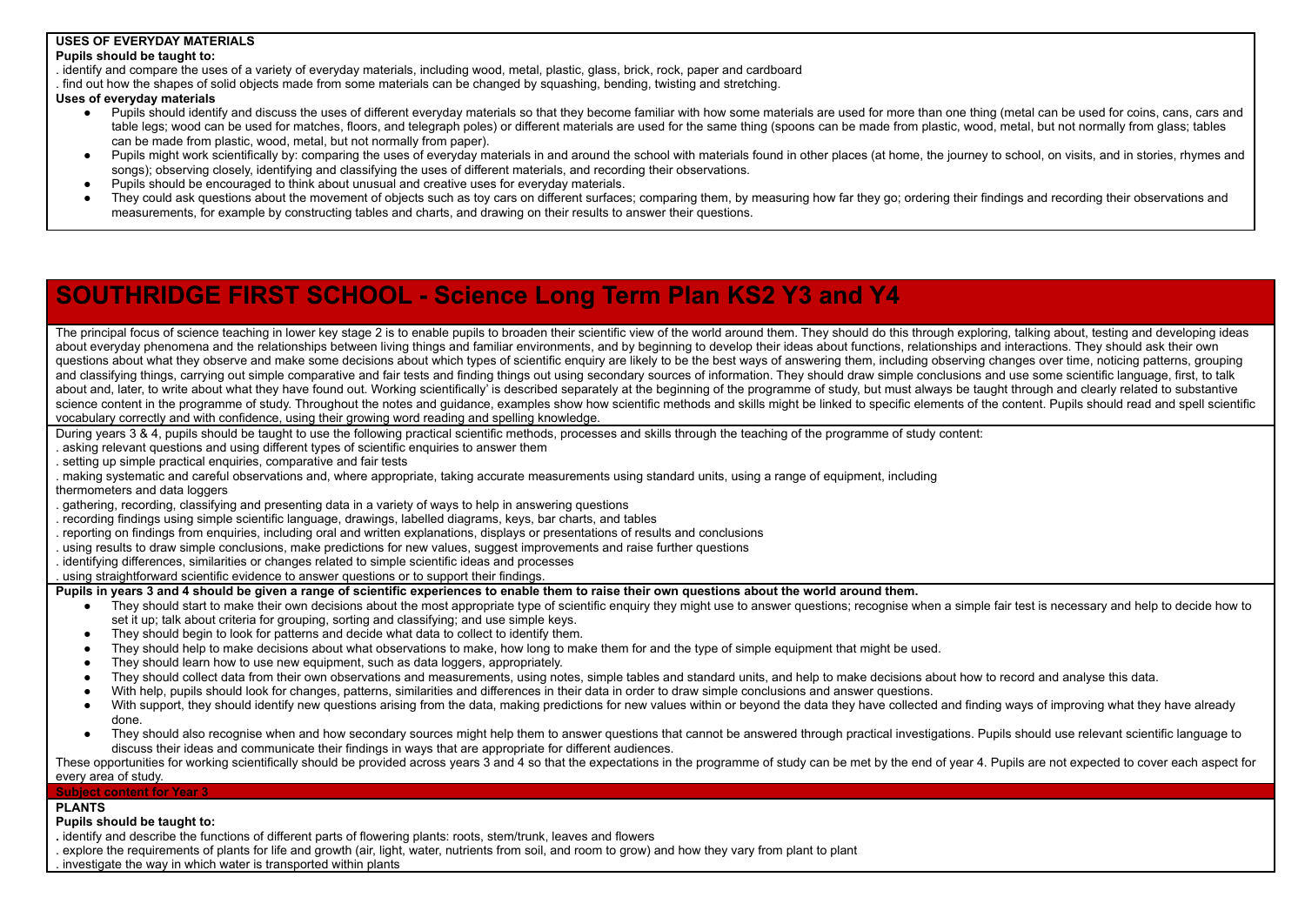**USES OF EVERYDAY MATERIALS**

**Pupils should be taught to:**

. identify and compare the uses of a variety of everyday materials, including wood, metal, plastic, glass, brick, rock, paper and cardboard

. find out how the shapes of solid objects made from some materials can be changed by squashing, bending, twisting and stretching.

**Uses of everyday materials**

- Pupils should identify and discuss the uses of different everyday materials so that they become familiar with how some materials are used for more than one thing (metal can be used for coins, cans, cars and table legs; wood can be used for matches, floors, and telegraph poles) or different materials are used for the same thing (spoons can be made from plastic, wood, metal, but not normally from glass; tables can be made from plastic, wood, metal, but not normally from paper).
- Pupils might work scientifically by: comparing the uses of everyday materials in and around the school with materials found in other places (at home, the journey to school, on visits, and in stories, rhymes and songs); observing closely, identifying and classifying the uses of different materials, and recording their observations.
- Pupils should be encouraged to think about unusual and creative uses for everyday materials.
- They could ask questions about the movement of objects such as toy cars on different surfaces; comparing them, by measuring how far they go; ordering their findings and recording their observations and measurements, for example by constructing tables and charts, and drawing on their results to answer their questions.

# SOUTHRIDGE FIRST SCHOOL - Science Long Term Plan KS2 Y3 and Y4

The principal focus of science teaching in lower key stage 2 is to enable pupils to broaden their scientific view of the world around them. They should do this through exploring, talking about, testing and developing ideas about everyday phenomena and the relationships between living things and familiar environments, and by beginning to develop their ideas about functions, relationships and interactions. They should ask their own questions about what they observe and make some decisions about which types of scientific enquiry are likely to be the best ways of answering them, including observing changes over time, noticing patterns, grouping and classifying things, carrying out simple comparative and fair tests and finding things out using secondary sources of information. They should draw simple conclusions and use some scientific language, first, to talk about and, later, to write about what they have found out. Working scientifically' is described separately at the beginning of the programme of study, but must always be taught through and clearly related to substantive science content in the programme of study. Throughout the notes and guidance, examples show how scientific methods and skills might be linked to specific elements of the content. Pupils should read and spell scientific vocabulary correctly and with confidence, using their growing word reading and spelling knowledge.

During years 3 & 4, pupils should be taught to use the following practical scientific methods, processes and skills through the teaching of the programme of study content:

. asking relevant questions and using different types of scientific enquiries to answer them

. setting up simple practical enquiries, comparative and fair tests

. making systematic and careful observations and, where appropriate, taking accurate measurements using standard units, using a range of equipment, including thermometers and data loggers

. gathering, recording, classifying and presenting data in a variety of ways to help in answering questions

. recording findings using simple scientific language, drawings, labelled diagrams, keys, bar charts, and tables

. reporting on findings from enquiries, including oral and written explanations, displays or presentations of results and conclusions

. using results to draw simple conclusions, make predictions for new values, suggest improvements and raise further questions

. identifying differences, similarities or changes related to simple scientific ideas and processes

. using straightforward scientific evidence to answer questions or to support their findings.

**Pupils in years 3 and 4 should be given a range of scientific experiences to enable them to raise their own questions about the world around them.**

- They should start to make their own decisions about the most appropriate type of scientific enquiry they might use to answer questions; recognise when a simple fair test is necessary and help to decide how to set it up; talk about criteria for grouping, sorting and classifying; and use simple keys.
- They should begin to look for patterns and decide what data to collect to identify them.
- They should help to make decisions about what observations to make, how long to make them for and the type of simple equipment that might be used.
- They should learn how to use new equipment, such as data loggers, appropriately.
- They should collect data from their own observations and measurements, using notes, simple tables and standard units, and help to make decisions about how to record and analyse this data.
- With help, pupils should look for changes, patterns, similarities and differences in their data in order to draw simple conclusions and answer questions.
- With support, they should identify new questions arising from the data, making predictions for new values within or beyond the data they have collected and finding ways of improving what they have already done.
- They should also recognise when and how secondary sources might help them to answer questions that cannot be answered through practical investigations. Pupils should use relevant scientific language to discuss their ideas and communicate their findings in ways that are appropriate for different audiences.

These opportunities for working scientifically should be provided across years 3 and 4 so that the expectations in the programme of study can be met by the end of year 4. Pupils are not expected to cover each aspect for every area of study.

**Subject content for Year 3**

**PLANTS**

**Pupils should be taught to:**

. identify and describe the functions of different parts of flowering plants: roots, stem/trunk, leaves and flowers

. explore the requirements of plants for life and growth (air, light, water, nutrients from soil, and room to grow) and how they vary from plant to plant

. investigate the way in which water is transported within plants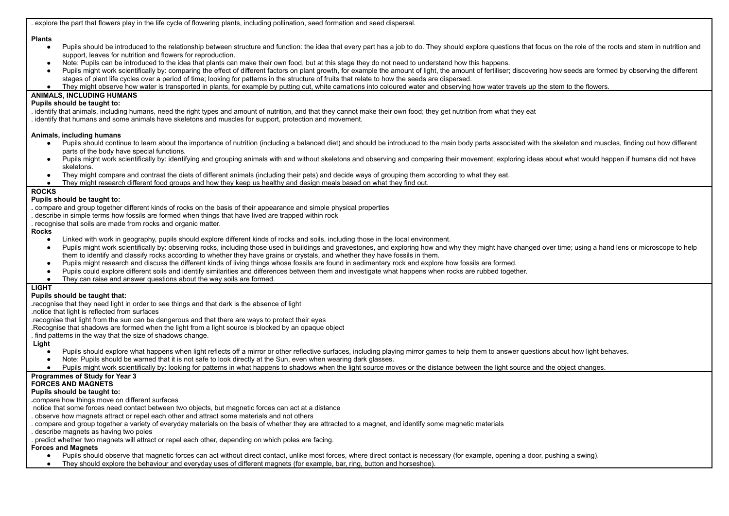. explore the part that flowers play in the life cycle of flowering plants, including pollination, seed formation and seed dispersal.

**Plants**

- Pupils should be introduced to the relationship between structure and function: the idea that every part has a job to do. They should explore questions that focus on the role of the roots and stem in nutrition and support, leaves for nutrition and flowers for reproduction.
- Note: Pupils can be introduced to the idea that plants can make their own food, but at this stage they do not need to understand how this happens.
- Pupils might work scientifically by: comparing the effect of different factors on plant growth, for example the amount of light, the amount of fertiliser; discovering how seeds are formed by observing the different stages of plant life cycles over a period of time; looking for patterns in the structure of fruits that relate to how the seeds are dispersed.
- They might observe how water is transported in plants, for example by putting cut, white carnations into coloured water and observing how water travels up the stem to the flowers.

**ANIMALS, INCLUDING HUMANS**

**Pupils should be taught to:**

. identify that animals, including humans, need the right types and amount of nutrition, and that they cannot make their own food; they get nutrition from what they eat
. identify that humans and some animals have skeletons and muscles for support, protection and movement.

**Animals, including humans**

- Pupils should continue to learn about the importance of nutrition (including a balanced diet) and should be introduced to the main body parts associated with the skeleton and muscles, finding out how different parts of the body have special functions.
- Pupils might work scientifically by: identifying and grouping animals with and without skeletons and observing and comparing their movement; exploring ideas about what would happen if humans did not have skeletons.
- They might compare and contrast the diets of different animals (including their pets) and decide ways of grouping them according to what they eat.
- They might research different food groups and how they keep us healthy and design meals based on what they find out.

**ROCKS**

**Pupils should be taught to:**

. compare and group together different kinds of rocks on the basis of their appearance and simple physical properties
. describe in simple terms how fossils are formed when things that have lived are trapped within rock
. recognise that soils are made from rocks and organic matter.

**Rocks**

- Linked with work in geography, pupils should explore different kinds of rocks and soils, including those in the local environment.
- Pupils might work scientifically by: observing rocks, including those used in buildings and gravestones, and exploring how and why they might have changed over time; using a hand lens or microscope to help them to identify and classify rocks according to whether they have grains or crystals, and whether they have fossils in them.
- Pupils might research and discuss the different kinds of living things whose fossils are found in sedimentary rock and explore how fossils are formed.
- Pupils could explore different soils and identify similarities and differences between them and investigate what happens when rocks are rubbed together.
- They can raise and answer questions about the way soils are formed.

**LIGHT**

**Pupils should be taught that:**

.recognise that they need light in order to see things and that dark is the absence of light
.notice that light is reflected from surfaces
.recognise that light from the sun can be dangerous and that there are ways to protect their eyes
.Recognise that shadows are formed when the light from a light source is blocked by an opaque object
. find patterns in the way that the size of shadows change.

**Light**

- Pupils should explore what happens when light reflects off a mirror or other reflective surfaces, including playing mirror games to help them to answer questions about how light behaves.
- Note: Pupils should be warned that it is not safe to look directly at the Sun, even when wearing dark glasses.
- Pupils might work scientifically by: looking for patterns in what happens to shadows when the light source moves or the distance between the light source and the object changes.

**Programmes of Study for Year 3**

**FORCES AND MAGNETS**

**Pupils should be taught to:**

.compare how things move on different surfaces
notice that some forces need contact between two objects, but magnetic forces can act at a distance
. observe how magnets attract or repel each other and attract some materials and not others
. compare and group together a variety of everyday materials on the basis of whether they are attracted to a magnet, and identify some magnetic materials
. describe magnets as having two poles
. predict whether two magnets will attract or repel each other, depending on which poles are facing.

**Forces and Magnets**

- Pupils should observe that magnetic forces can act without direct contact, unlike most forces, where direct contact is necessary (for example, opening a door, pushing a swing).
- They should explore the behaviour and everyday uses of different magnets (for example, bar, ring, button and horseshoe).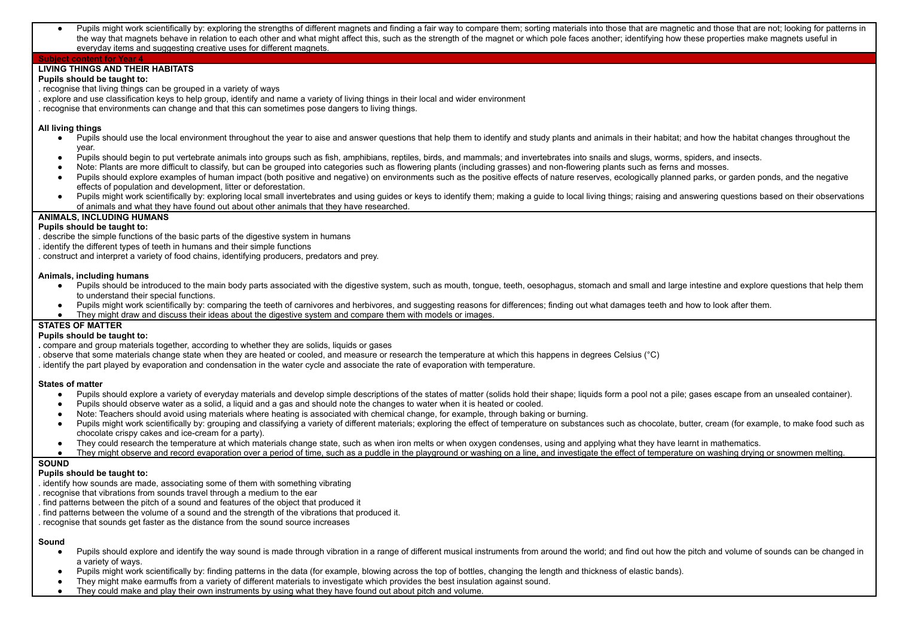- Pupils might work scientifically by: exploring the strengths of different magnets and finding a fair way to compare them; sorting materials into those that are magnetic and those that are not; looking for patterns in the way that magnets behave in relation to each other and what might affect this, such as the strength of the magnet or which pole faces another; identifying how these properties make magnets useful in everyday items and suggesting creative uses for different magnets.

## Subject content for Year 4

### LIVING THINGS AND THEIR HABITATS

**Pupils should be taught to:**

. recognise that living things can be grouped in a variety of ways
. explore and use classification keys to help group, identify and name a variety of living things in their local and wider environment
. recognise that environments can change and that this can sometimes pose dangers to living things.

**All living things**

- Pupils should use the local environment throughout the year to aise and answer questions that help them to identify and study plants and animals in their habitat; and how the habitat changes throughout the year.
- Pupils should begin to put vertebrate animals into groups such as fish, amphibians, reptiles, birds, and mammals; and invertebrates into snails and slugs, worms, spiders, and insects.
- Note: Plants are more difficult to classify, but can be grouped into categories such as flowering plants (including grasses) and non-flowering plants such as ferns and mosses.
- Pupils should explore examples of human impact (both positive and negative) on environments such as the positive effects of nature reserves, ecologically planned parks, or garden ponds, and the negative effects of population and development, litter or deforestation.
- Pupils might work scientifically by: exploring local small invertebrates and using guides or keys to identify them; making a guide to local living things; raising and answering questions based on their observations of animals and what they have found out about other animals that they have researched.

### ANIMALS, INCLUDING HUMANS

**Pupils should be taught to:**

. describe the simple functions of the basic parts of the digestive system in humans
. identify the different types of teeth in humans and their simple functions
. construct and interpret a variety of food chains, identifying producers, predators and prey.

**Animals, including humans**

- Pupils should be introduced to the main body parts associated with the digestive system, such as mouth, tongue, teeth, oesophagus, stomach and small and large intestine and explore questions that help them to understand their special functions.
- Pupils might work scientifically by: comparing the teeth of carnivores and herbivores, and suggesting reasons for differences; finding out what damages teeth and how to look after them.
- They might draw and discuss their ideas about the digestive system and compare them with models or images.

### STATES OF MATTER

**Pupils should be taught to:**

. compare and group materials together, according to whether they are solids, liquids or gases
. observe that some materials change state when they are heated or cooled, and measure or research the temperature at which this happens in degrees Celsius (°C)
. identify the part played by evaporation and condensation in the water cycle and associate the rate of evaporation with temperature.

**States of matter**

- Pupils should explore a variety of everyday materials and develop simple descriptions of the states of matter (solids hold their shape; liquids form a pool not a pile; gases escape from an unsealed container).
- Pupils should observe water as a solid, a liquid and a gas and should note the changes to water when it is heated or cooled.
- Note: Teachers should avoid using materials where heating is associated with chemical change, for example, through baking or burning.
- Pupils might work scientifically by: grouping and classifying a variety of different materials; exploring the effect of temperature on substances such as chocolate, butter, cream (for example, to make food such as chocolate crispy cakes and ice-cream for a party).
- They could research the temperature at which materials change state, such as when iron melts or when oxygen condenses, using and applying what they have learnt in mathematics.
- They might observe and record evaporation over a period of time, such as a puddle in the playground or washing on a line, and investigate the effect of temperature on washing drying or snowmen melting.

### SOUND

**Pupils should be taught to:**

. identify how sounds are made, associating some of them with something vibrating
. recognise that vibrations from sounds travel through a medium to the ear
. find patterns between the pitch of a sound and features of the object that produced it
. find patterns between the volume of a sound and the strength of the vibrations that produced it.
. recognise that sounds get faster as the distance from the sound source increases

**Sound**

- Pupils should explore and identify the way sound is made through vibration in a range of different musical instruments from around the world; and find out how the pitch and volume of sounds can be changed in a variety of ways.
- Pupils might work scientifically by: finding patterns in the data (for example, blowing across the top of bottles, changing the length and thickness of elastic bands).
- They might make earmuffs from a variety of different materials to investigate which provides the best insulation against sound.
- They could make and play their own instruments by using what they have found out about pitch and volume.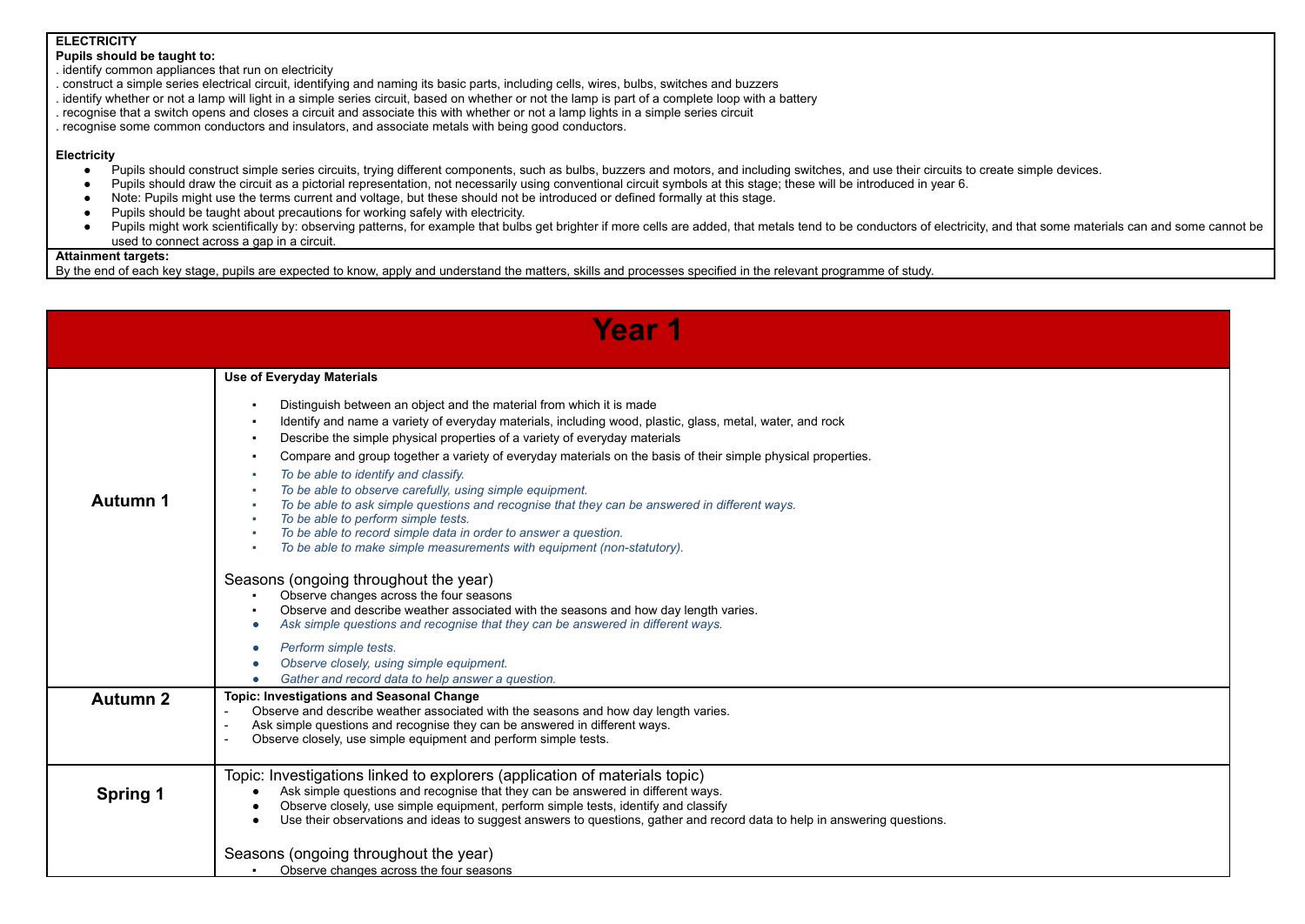**ELECTRICITY**

**Pupils should be taught to:**

. identify common appliances that run on electricity
. construct a simple series electrical circuit, identifying and naming its basic parts, including cells, wires, bulbs, switches and buzzers
. identify whether or not a lamp will light in a simple series circuit, based on whether or not the lamp is part of a complete loop with a battery
. recognise that a switch opens and closes a circuit and associate this with whether or not a lamp lights in a simple series circuit
. recognise some common conductors and insulators, and associate metals with being good conductors.

**Electricity**

- Pupils should construct simple series circuits, trying different components, such as bulbs, buzzers and motors, and including switches, and use their circuits to create simple devices.
- Pupils should draw the circuit as a pictorial representation, not necessarily using conventional circuit symbols at this stage; these will be introduced in year 6.
- Note: Pupils might use the terms current and voltage, but these should not be introduced or defined formally at this stage.
- Pupils should be taught about precautions for working safely with electricity.
- Pupils might work scientifically by: observing patterns, for example that bulbs get brighter if more cells are added, that metals tend to be conductors of electricity, and that some materials can and some cannot be used to connect across a gap in a circuit.

**Attainment targets:**

By the end of each key stage, pupils are expected to know, apply and understand the matters, skills and processes specified in the relevant programme of study.

# Year 1

| | |
|---|---|
| **Autumn 1** | **Use of Everyday Materials**<br>▪ Distinguish between an object and the material from which it is made<br>▪ Identify and name a variety of everyday materials, including wood, plastic, glass, metal, water, and rock<br>▪ Describe the simple physical properties of a variety of everyday materials<br>▪ Compare and group together a variety of everyday materials on the basis of their simple physical properties.<br>▪ *To be able to identify and classify.*<br>▪ *To be able to observe carefully, using simple equipment.*<br>▪ *To be able to ask simple questions and recognise that they can be answered in different ways.*<br>▪ *To be able to perform simple tests.*<br>▪ *To be able to record simple data in order to answer a question.*<br>▪ *To be able to make simple measurements with equipment (non-statutory).*<br><br>Seasons (ongoing throughout the year)<br>▪ Observe changes across the four seasons<br>▪ Observe and describe weather associated with the seasons and how day length varies.<br>• *Ask simple questions and recognise that they can be answered in different ways.*<br>• *Perform simple tests.*<br>• *Observe closely, using simple equipment.*<br>• *Gather and record data to help answer a question.* |
| **Autumn 2** | **Topic: Investigations and Seasonal Change**<br>- Observe and describe weather associated with the seasons and how day length varies.<br>- Ask simple questions and recognise they can be answered in different ways.<br>- Observe closely, use simple equipment and perform simple tests. |
| **Spring 1** | Topic: Investigations linked to explorers (application of materials topic)<br>• Ask simple questions and recognise that they can be answered in different ways.<br>• Observe closely, use simple equipment, perform simple tests, identify and classify<br>• Use their observations and ideas to suggest answers to questions, gather and record data to help in answering questions.<br><br>Seasons (ongoing throughout the year)<br>▪ Observe changes across the four seasons |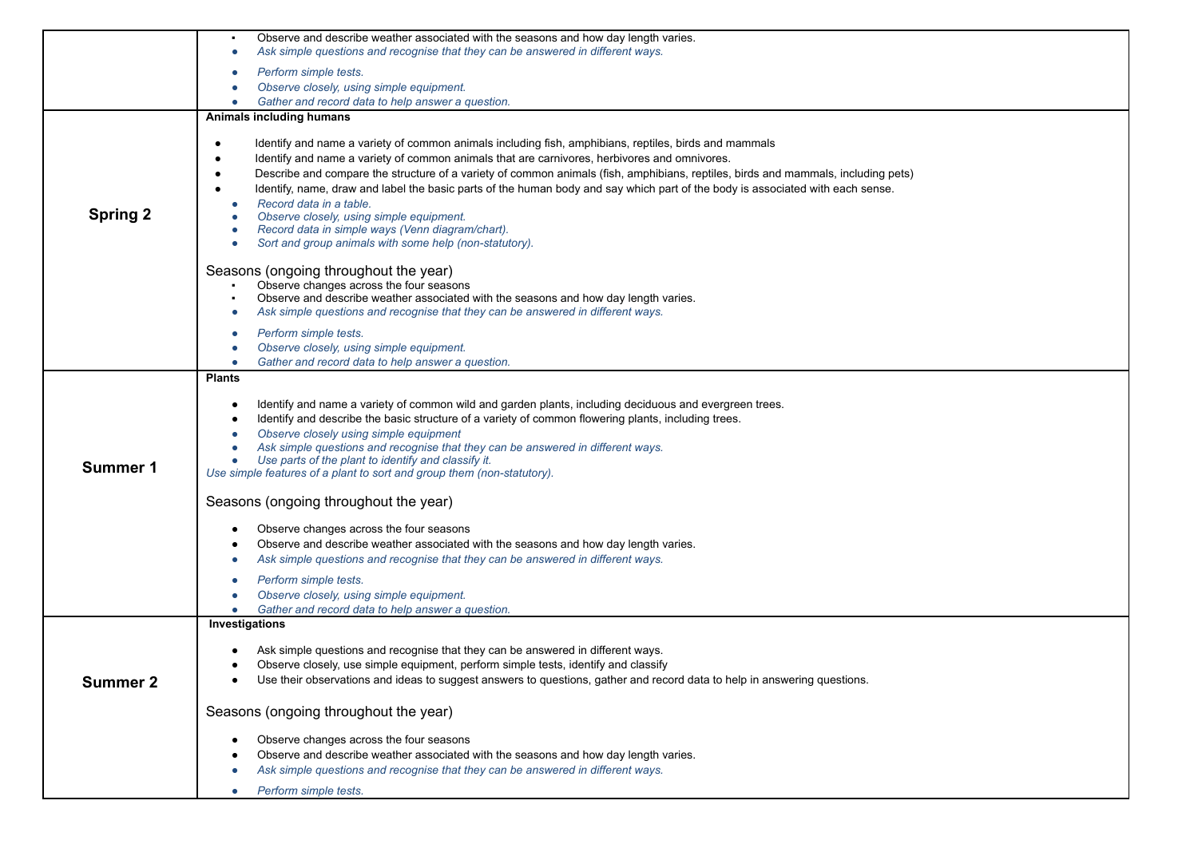| | |
|---|---|
| | ▪ Observe and describe weather associated with the seasons and how day length varies.<br>● *Ask simple questions and recognise that they can be answered in different ways.*<br>● *Perform simple tests.*<br>● *Observe closely, using simple equipment.*<br>● *Gather and record data to help answer a question.* |
| **Spring 2** | **Animals including humans**<br><br>● Identify and name a variety of common animals including fish, amphibians, reptiles, birds and mammals<br>● Identify and name a variety of common animals that are carnivores, herbivores and omnivores.<br>● Describe and compare the structure of a variety of common animals (fish, amphibians, reptiles, birds and mammals, including pets)<br>● Identify, name, draw and label the basic parts of the human body and say which part of the body is associated with each sense.<br>● *Record data in a table.*<br>● *Observe closely, using simple equipment.*<br>● *Record data in simple ways (Venn diagram/chart).*<br>● *Sort and group animals with some help (non-statutory).*<br><br>Seasons (ongoing throughout the year)<br>▪ Observe changes across the four seasons<br>▪ Observe and describe weather associated with the seasons and how day length varies.<br>● *Ask simple questions and recognise that they can be answered in different ways.*<br>● *Perform simple tests.*<br>● *Observe closely, using simple equipment.*<br>● *Gather and record data to help answer a question.* |
| **Summer 1** | **Plants**<br><br>● Identify and name a variety of common wild and garden plants, including deciduous and evergreen trees.<br>● Identify and describe the basic structure of a variety of common flowering plants, including trees.<br>● *Observe closely using simple equipment*<br>● *Ask simple questions and recognise that they can be answered in different ways.*<br>● *Use parts of the plant to identify and classify it.*<br>*Use simple features of a plant to sort and group them (non-statutory).*<br><br>Seasons (ongoing throughout the year)<br><br>● Observe changes across the four seasons<br>● Observe and describe weather associated with the seasons and how day length varies.<br>● *Ask simple questions and recognise that they can be answered in different ways.*<br>● *Perform simple tests.*<br>● *Observe closely, using simple equipment.*<br>● *Gather and record data to help answer a question.* |
| **Summer 2** | **Investigations**<br><br>● Ask simple questions and recognise that they can be answered in different ways.<br>● Observe closely, use simple equipment, perform simple tests, identify and classify<br>● Use their observations and ideas to suggest answers to questions, gather and record data to help in answering questions.<br><br>Seasons (ongoing throughout the year)<br><br>● Observe changes across the four seasons<br>● Observe and describe weather associated with the seasons and how day length varies.<br>● *Ask simple questions and recognise that they can be answered in different ways.*<br>● *Perform simple tests.* |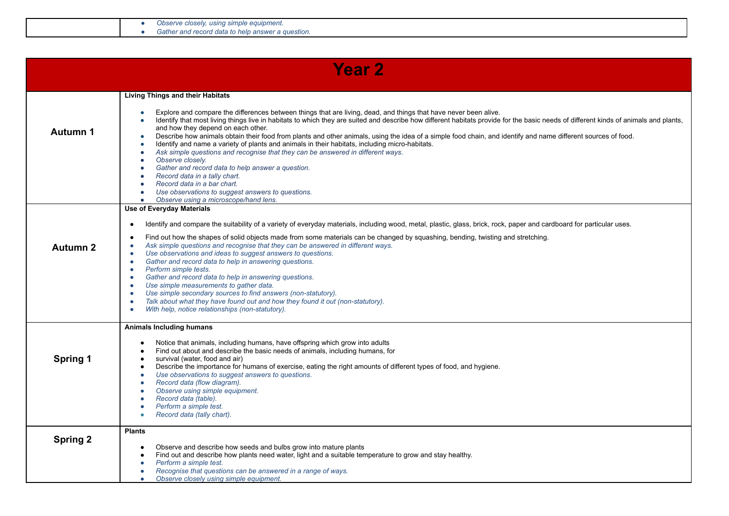| | |
|---|---|
| | • *Observe closely, using simple equipment.*<br>• *Gather and record data to help answer a question.* |

# Year 2

| | |
|---|---|
| **Autumn 1** | **Living Things and their Habitats**<br><br>• Explore and compare the differences between things that are living, dead, and things that have never been alive.<br>• Identify that most living things live in habitats to which they are suited and describe how different habitats provide for the basic needs of different kinds of animals and plants, and how they depend on each other.<br>• Describe how animals obtain their food from plants and other animals, using the idea of a simple food chain, and identify and name different sources of food.<br>• Identify and name a variety of plants and animals in their habitats, including micro-habitats.<br>• *Ask simple questions and recognise that they can be answered in different ways.*<br>• *Observe closely.*<br>• *Gather and record data to help answer a question.*<br>• *Record data in a tally chart.*<br>• *Record data in a bar chart.*<br>• *Use observations to suggest answers to questions.*<br>• *Observe using a microscope/hand lens.* |
| **Autumn 2** | **Use of Everyday Materials**<br><br>• Identify and compare the suitability of a variety of everyday materials, including wood, metal, plastic, glass, brick, rock, paper and cardboard for particular uses.<br>• Find out how the shapes of solid objects made from some materials can be changed by squashing, bending, twisting and stretching.<br>• *Ask simple questions and recognise that they can be answered in different ways.*<br>• *Use observations and ideas to suggest answers to questions.*<br>• *Gather and record data to help in answering questions.*<br>• *Perform simple tests.*<br>• *Gather and record data to help in answering questions.*<br>• *Use simple measurements to gather data.*<br>• *Use simple secondary sources to find answers (non-statutory).*<br>• *Talk about what they have found out and how they found it out (non-statutory).*<br>• *With help, notice relationships (non-statutory).* |
| **Spring 1** | **Animals Including humans**<br><br>• Notice that animals, including humans, have offspring which grow into adults<br>• Find out about and describe the basic needs of animals, including humans, for<br>• survival (water, food and air)<br>• Describe the importance for humans of exercise, eating the right amounts of different types of food, and hygiene.<br>• *Use observations to suggest answers to questions.*<br>• *Record data (flow diagram).*<br>• *Observe using simple equipment.*<br>• *Record data (table).*<br>• *Perform a simple test.*<br>• *Record data (tally chart).* |
| **Spring 2** | **Plants**<br><br>• Observe and describe how seeds and bulbs grow into mature plants<br>• Find out and describe how plants need water, light and a suitable temperature to grow and stay healthy.<br>• *Perform a simple test.*<br>• *Recognise that questions can be answered in a range of ways.*<br>• *Observe closely using simple equipment.* |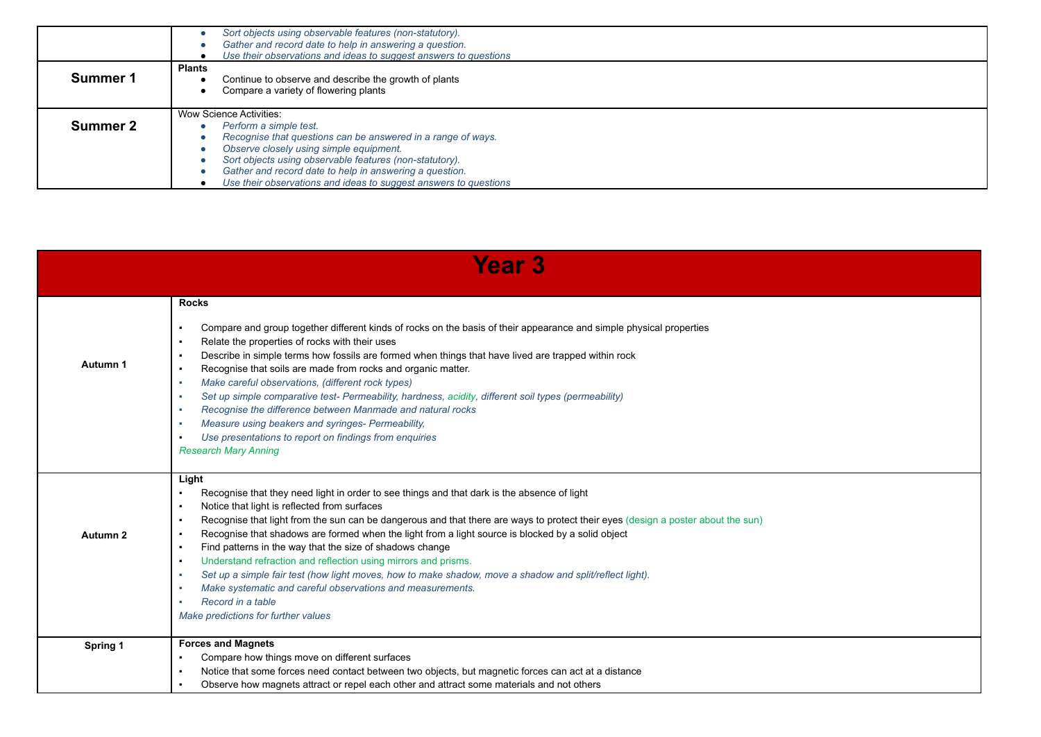| | |
|---|---|
| | • *Sort objects using observable features (non-statutory).*<br>• *Gather and record date to help in answering a question.*<br>• *Use their observations and ideas to suggest answers to questions* |
| **Summer 1** | **Plants**<br>• Continue to observe and describe the growth of plants<br>• Compare a variety of flowering plants |
| **Summer 2** | Wow Science Activities:<br>• *Perform a simple test.*<br>• *Recognise that questions can be answered in a range of ways.*<br>• *Observe closely using simple equipment.*<br>• *Sort objects using observable features (non-statutory).*<br>• *Gather and record date to help in answering a question.*<br>• *Use their observations and ideas to suggest answers to questions* |

| **Year 3** | |
|---|---|
| **Autumn 1** | **Rocks**<br>▪ Compare and group together different kinds of rocks on the basis of their appearance and simple physical properties<br>▪ Relate the properties of rocks with their uses<br>▪ Describe in simple terms how fossils are formed when things that have lived are trapped within rock<br>▪ Recognise that soils are made from rocks and organic matter.<br>▪ *Make careful observations, (different rock types)*<br>▪ *Set up simple comparative test- Permeability, hardness, acidity, different soil types (permeability)*<br>▪ *Recognise the difference between Manmade and natural rocks*<br>▪ *Measure using beakers and syringes- Permeability,*<br>▪ *Use presentations to report on findings from enquiries*<br>*Research Mary Anning* |
| **Autumn 2** | **Light**<br>▪ Recognise that they need light in order to see things and that dark is the absence of light<br>▪ Notice that light is reflected from surfaces<br>▪ Recognise that light from the sun can be dangerous and that there are ways to protect their eyes (design a poster about the sun)<br>▪ Recognise that shadows are formed when the light from a light source is blocked by a solid object<br>▪ Find patterns in the way that the size of shadows change<br>▪ Understand refraction and reflection using mirrors and prisms.<br>▪ *Set up a simple fair test (how light moves, how to make shadow, move a shadow and split/reflect light).*<br>▪ *Make systematic and careful observations and measurements.*<br>▪ *Record in a table*<br>*Make predictions for further values* |
| **Spring 1** | **Forces and Magnets**<br>▪ Compare how things move on different surfaces<br>▪ Notice that some forces need contact between two objects, but magnetic forces can act at a distance<br>▪ Observe how magnets attract or repel each other and attract some materials and not others |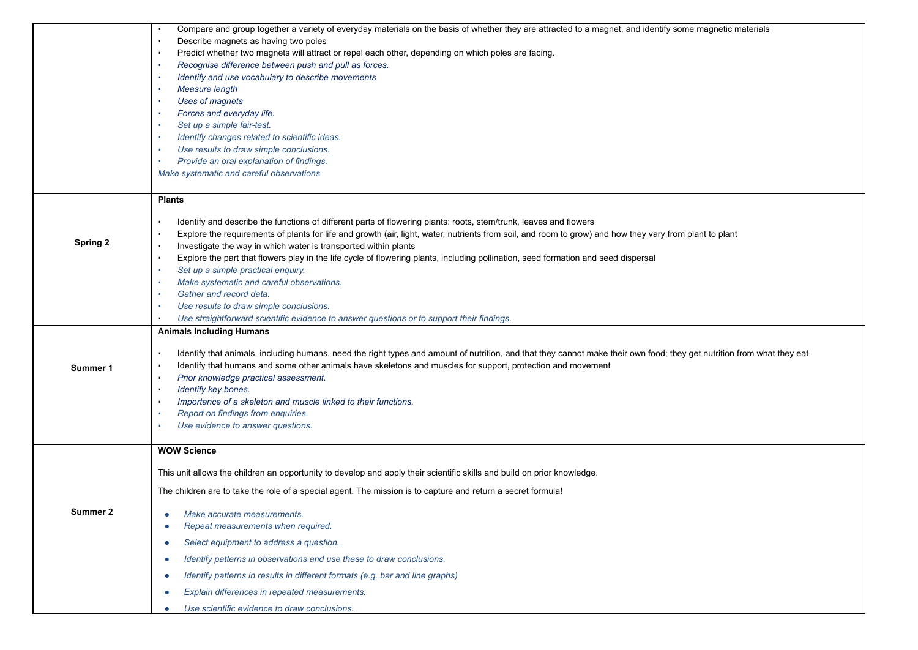| | |
|---|---|
| | ▪ Compare and group together a variety of everyday materials on the basis of whether they are attracted to a magnet, and identify some magnetic materials<br>▪ Describe magnets as having two poles<br>▪ Predict whether two magnets will attract or repel each other, depending on which poles are facing.<br>▪ *Recognise difference between push and pull as forces.*<br>▪ *Identify and use vocabulary to describe movements*<br>▪ *Measure length*<br>▪ *Uses of magnets*<br>▪ *Forces and everyday life.*<br>▪ *Set up a simple fair-test.*<br>▪ *Identify changes related to scientific ideas.*<br>▪ *Use results to draw simple conclusions.*<br>▪ *Provide an oral explanation of findings.*<br>*Make systematic and careful observations* |
| **Spring 2** | **Plants**<br><br>▪ Identify and describe the functions of different parts of flowering plants: roots, stem/trunk, leaves and flowers<br>▪ Explore the requirements of plants for life and growth (air, light, water, nutrients from soil, and room to grow) and how they vary from plant to plant<br>▪ Investigate the way in which water is transported within plants<br>▪ Explore the part that flowers play in the life cycle of flowering plants, including pollination, seed formation and seed dispersal<br>▪ *Set up a simple practical enquiry.*<br>▪ *Make systematic and careful observations.*<br>▪ *Gather and record data.*<br>▪ *Use results to draw simple conclusions.*<br>▪ *Use straightforward scientific evidence to answer questions or to support their findings.* |
| **Summer 1** | **Animals Including Humans**<br><br>▪ Identify that animals, including humans, need the right types and amount of nutrition, and that they cannot make their own food; they get nutrition from what they eat<br>▪ Identify that humans and some other animals have skeletons and muscles for support, protection and movement<br>▪ *Prior knowledge practical assessment.*<br>▪ *Identify key bones.*<br>▪ *Importance of a skeleton and muscle linked to their functions.*<br>▪ *Report on findings from enquiries.*<br>▪ *Use evidence to answer questions.* |
| **Summer 2** | **WOW Science**<br><br>This unit allows the children an opportunity to develop and apply their scientific skills and build on prior knowledge.<br><br>The children are to take the role of a special agent. The mission is to capture and return a secret formula!<br><br>● *Make accurate measurements.*<br>● *Repeat measurements when required.*<br>● *Select equipment to address a question.*<br>● *Identify patterns in observations and use these to draw conclusions.*<br>● *Identify patterns in results in different formats (e.g. bar and line graphs)*<br>● *Explain differences in repeated measurements.*<br>● *Use scientific evidence to draw conclusions.* |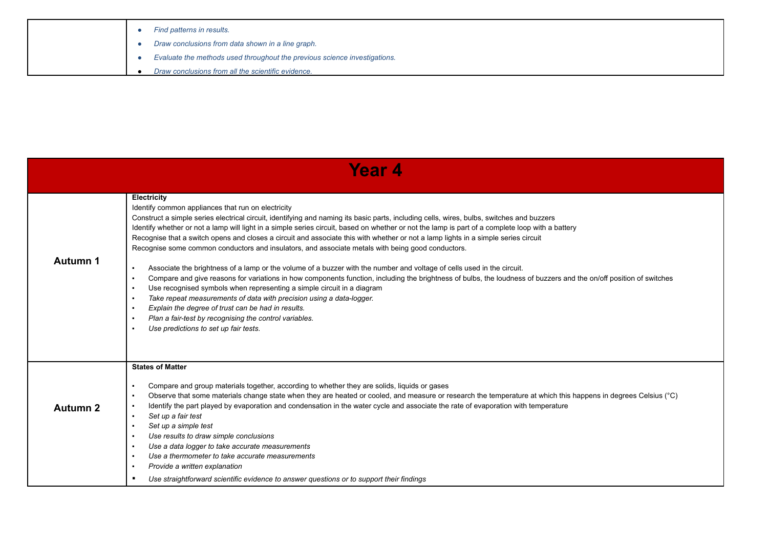| | |
|---|---|
| | • *Find patterns in results.*<br>• *Draw conclusions from data shown in a line graph.*<br>• *Evaluate the methods used throughout the previous science investigations.*<br>• *Draw conclusions from all the scientific evidence.* |

# Year 4

| | |
|---|---|
| **Autumn 1** | **Electricity**<br>Identify common appliances that run on electricity<br>Construct a simple series electrical circuit, identifying and naming its basic parts, including cells, wires, bulbs, switches and buzzers<br>Identify whether or not a lamp will light in a simple series circuit, based on whether or not the lamp is part of a complete loop with a battery<br>Recognise that a switch opens and closes a circuit and associate this with whether or not a lamp lights in a simple series circuit<br>Recognise some common conductors and insulators, and associate metals with being good conductors.<br><br>▪ Associate the brightness of a lamp or the volume of a buzzer with the number and voltage of cells used in the circuit.<br>▪ Compare and give reasons for variations in how components function, including the brightness of bulbs, the loudness of buzzers and the on/off position of switches<br>▪ Use recognised symbols when representing a simple circuit in a diagram<br>▪ *Take repeat measurements of data with precision using a data-logger.*<br>▪ *Explain the degree of trust can be had in results.*<br>▪ *Plan a fair-test by recognising the control variables.*<br>▪ *Use predictions to set up fair tests.* |
| **Autumn 2** | **States of Matter**<br><br>▪ Compare and group materials together, according to whether they are solids, liquids or gases<br>▪ Observe that some materials change state when they are heated or cooled, and measure or research the temperature at which this happens in degrees Celsius (°C)<br>▪ Identify the part played by evaporation and condensation in the water cycle and associate the rate of evaporation with temperature<br>▪ *Set up a fair test*<br>▪ *Set up a simple test*<br>▪ *Use results to draw simple conclusions*<br>▪ *Use a data logger to take accurate measurements*<br>▪ *Use a thermometer to take accurate measurements*<br>▪ *Provide a written explanation*<br>▪ *Use straightforward scientific evidence to answer questions or to support their findings* |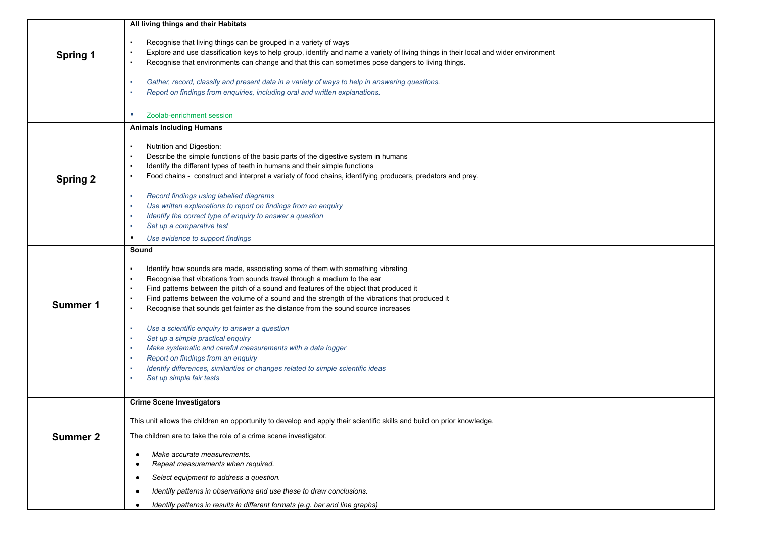| | |
|---|---|
| **Spring 1** | **All living things and their Habitats**<br><br>▪ Recognise that living things can be grouped in a variety of ways<br>▪ Explore and use classification keys to help group, identify and name a variety of living things in their local and wider environment<br>▪ Recognise that environments can change and that this can sometimes pose dangers to living things.<br><br>▪ *Gather, record, classify and present data in a variety of ways to help in answering questions.*<br>▪ *Report on findings from enquiries, including oral and written explanations.*<br><br>▪ Zoolab-enrichment session |
| **Spring 2** | **Animals Including Humans**<br><br>▪ Nutrition and Digestion:<br>▪ Describe the simple functions of the basic parts of the digestive system in humans<br>▪ Identify the different types of teeth in humans and their simple functions<br>▪ Food chains - construct and interpret a variety of food chains, identifying producers, predators and prey.<br><br>▪ *Record findings using labelled diagrams*<br>▪ *Use written explanations to report on findings from an enquiry*<br>▪ *Identify the correct type of enquiry to answer a question*<br>▪ *Set up a comparative test*<br>▪ *Use evidence to support findings* |
| **Summer 1** | **Sound**<br><br>▪ Identify how sounds are made, associating some of them with something vibrating<br>▪ Recognise that vibrations from sounds travel through a medium to the ear<br>▪ Find patterns between the pitch of a sound and features of the object that produced it<br>▪ Find patterns between the volume of a sound and the strength of the vibrations that produced it<br>▪ Recognise that sounds get fainter as the distance from the sound source increases<br><br>▪ *Use a scientific enquiry to answer a question*<br>▪ *Set up a simple practical enquiry*<br>▪ *Make systematic and careful measurements with a data logger*<br>▪ *Report on findings from an enquiry*<br>▪ *Identify differences, similarities or changes related to simple scientific ideas*<br>▪ *Set up simple fair tests* |
| **Summer 2** | **Crime Scene Investigators**<br><br>This unit allows the children an opportunity to develop and apply their scientific skills and build on prior knowledge.<br><br>The children are to take the role of a crime scene investigator.<br><br>● *Make accurate measurements.*<br>● *Repeat measurements when required.*<br>● *Select equipment to address a question.*<br>● *Identify patterns in observations and use these to draw conclusions.*<br>● *Identify patterns in results in different formats (e.g. bar and line graphs)* |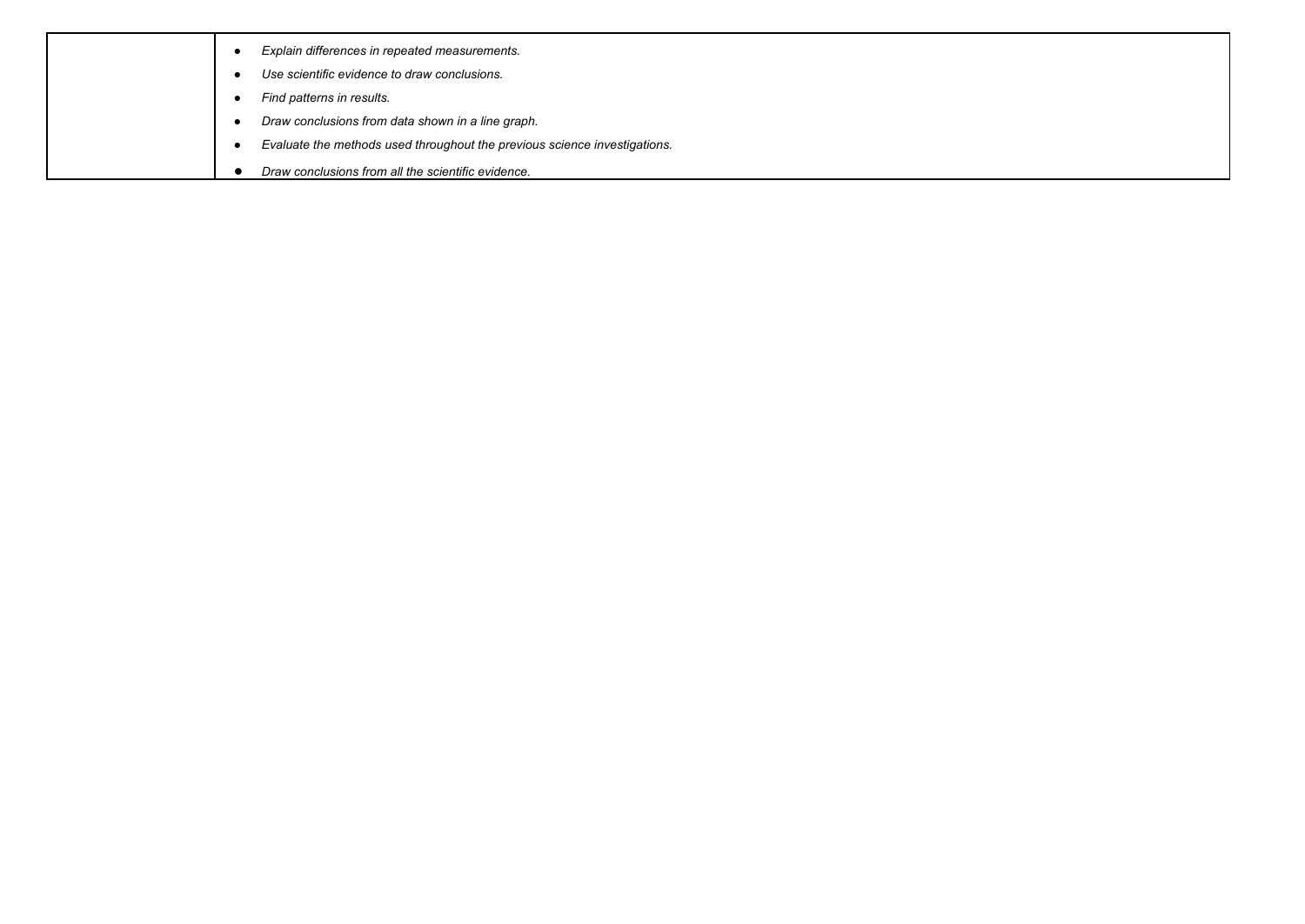| | |
|---|---|
| | • *Explain differences in repeated measurements.*<br>• *Use scientific evidence to draw conclusions.*<br>• *Find patterns in results.*<br>• *Draw conclusions from data shown in a line graph.*<br>• *Evaluate the methods used throughout the previous science investigations.*<br>• *Draw conclusions from all the scientific evidence.* |